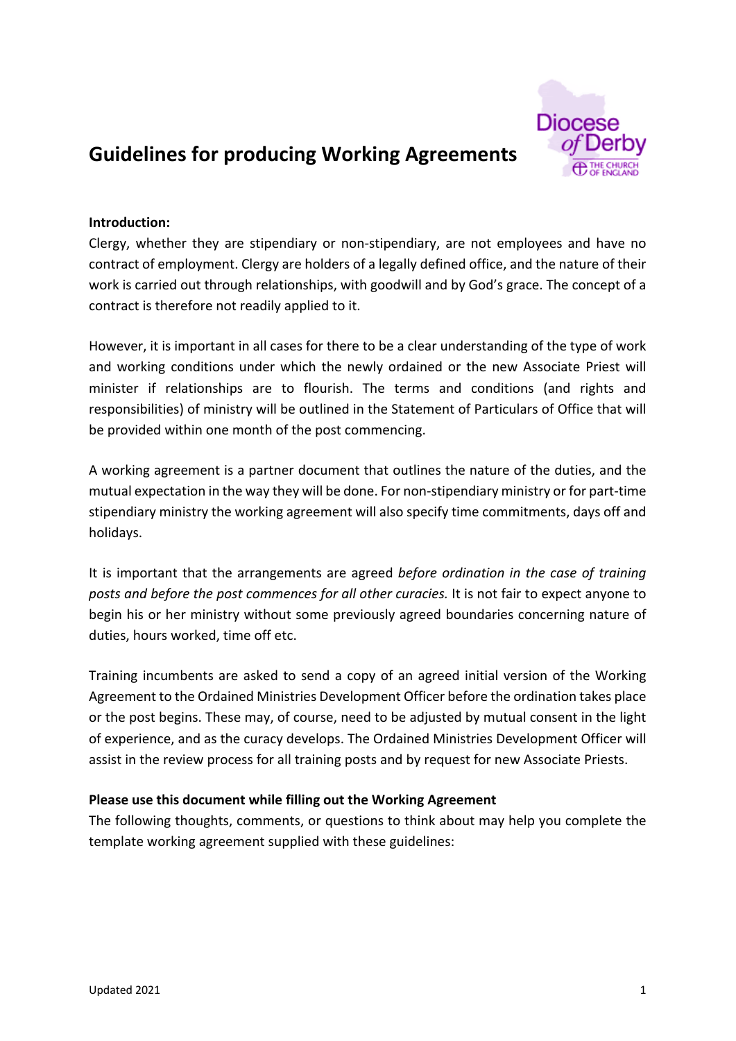# Guidelines for producing Working Agreements

**Introduction:**

Clergy, whether they are stipendiary or non-stipendiary, are not employees and have no contract of employment. Clergy are holders of a legally defined office, and the nature of their work is carried out through relationships, with goodwill and by God's grace. The concept of a contract is therefore not readily applied to it.

However, it is important in all cases for there to be a clear understanding of the type of work and working conditions under which the newly ordained or the new Associate Priest will minister if relationships are to flourish. The terms and conditions (and rights and responsibilities) of ministry will be outlined in the Statement of Particulars of Office that will be provided within one month of the post commencing.

A working agreement is a partner document that outlines the nature of the duties, and the mutual expectation in the way they will be done. For non-stipendiary ministry or for part-time stipendiary ministry the working agreement will also specify time commitments, days off and holidays.

It is important that the arrangements are agreed *before ordination in the case of training posts and before the post commences for all other curacies.* It is not fair to expect anyone to begin his or her ministry without some previously agreed boundaries concerning nature of duties, hours worked, time off etc.

Training incumbents are asked to send a copy of an agreed initial version of the Working Agreement to the Ordained Ministries Development Officer before the ordination takes place or the post begins. These may, of course, need to be adjusted by mutual consent in the light of experience, and as the curacy develops. The Ordained Ministries Development Officer will assist in the review process for all training posts and by request for new Associate Priests.

**Please use this document while filling out the Working Agreement**

The following thoughts, comments, or questions to think about may help you complete the template working agreement supplied with these guidelines: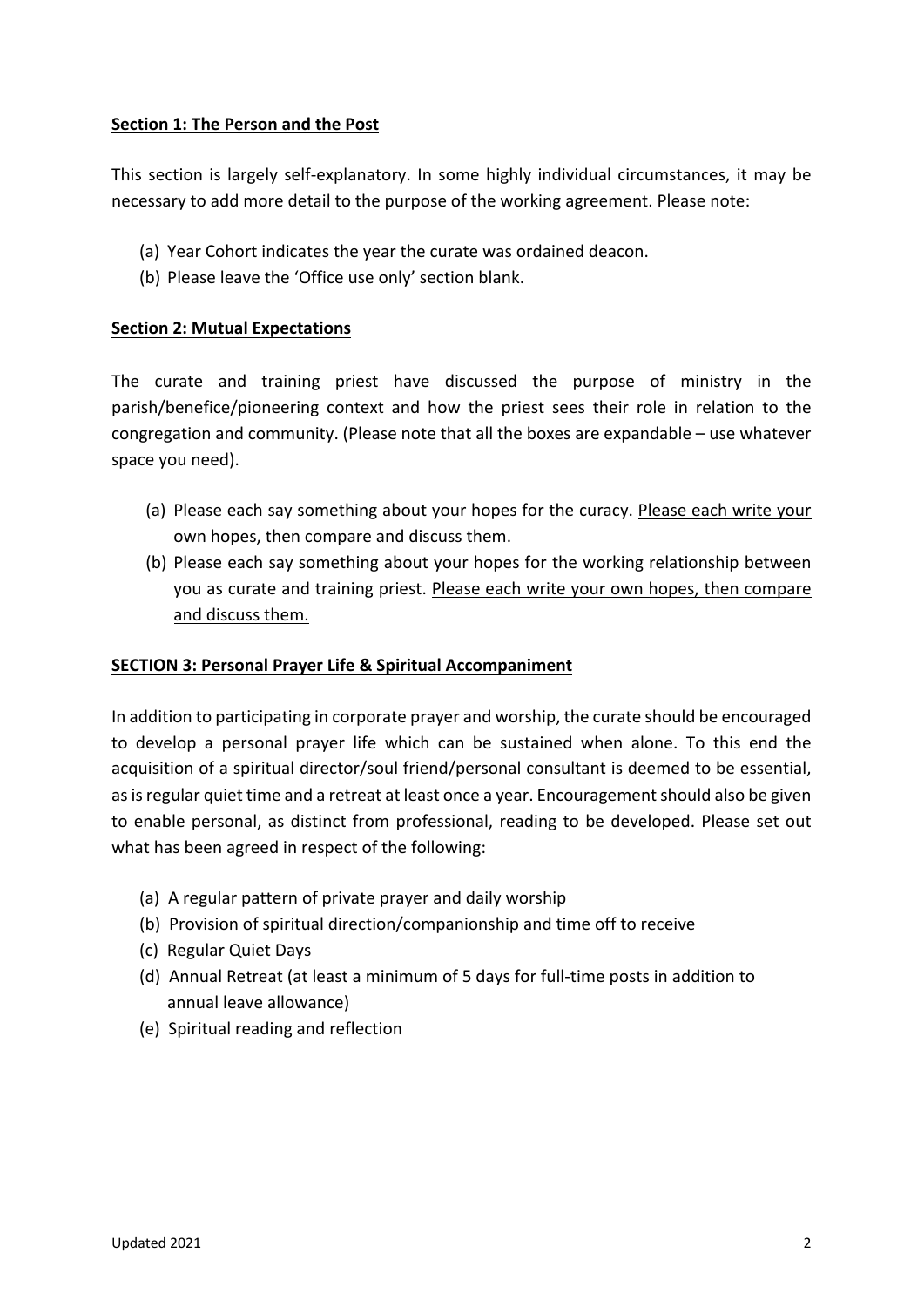## **Section 1: The Person and the Post**

This section is largely self-explanatory. In some highly individual circumstances, it may be necessary to add more detail to the purpose of the working agreement. Please note:

(a) Year Cohort indicates the year the curate was ordained deacon.
(b) Please leave the 'Office use only' section blank.

## **Section 2: Mutual Expectations**

The curate and training priest have discussed the purpose of ministry in the parish/benefice/pioneering context and how the priest sees their role in relation to the congregation and community. (Please note that all the boxes are expandable – use whatever space you need).

(a) Please each say something about your hopes for the curacy. <u>Please each write your own hopes, then compare and discuss them.</u>
(b) Please each say something about your hopes for the working relationship between you as curate and training priest. <u>Please each write your own hopes, then compare and discuss them.</u>

## **SECTION 3: Personal Prayer Life & Spiritual Accompaniment**

In addition to participating in corporate prayer and worship, the curate should be encouraged to develop a personal prayer life which can be sustained when alone. To this end the acquisition of a spiritual director/soul friend/personal consultant is deemed to be essential, as is regular quiet time and a retreat at least once a year. Encouragement should also be given to enable personal, as distinct from professional, reading to be developed. Please set out what has been agreed in respect of the following:

(a) A regular pattern of private prayer and daily worship
(b) Provision of spiritual direction/companionship and time off to receive
(c) Regular Quiet Days
(d) Annual Retreat (at least a minimum of 5 days for full-time posts in addition to annual leave allowance)
(e) Spiritual reading and reflection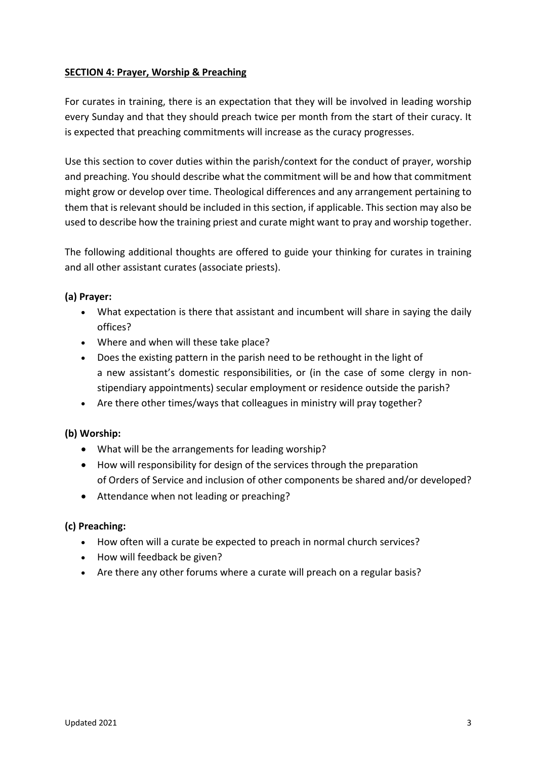## **SECTION 4: Prayer, Worship & Preaching**

For curates in training, there is an expectation that they will be involved in leading worship every Sunday and that they should preach twice per month from the start of their curacy. It is expected that preaching commitments will increase as the curacy progresses.

Use this section to cover duties within the parish/context for the conduct of prayer, worship and preaching. You should describe what the commitment will be and how that commitment might grow or develop over time. Theological differences and any arrangement pertaining to them that is relevant should be included in this section, if applicable. This section may also be used to describe how the training priest and curate might want to pray and worship together.

The following additional thoughts are offered to guide your thinking for curates in training and all other assistant curates (associate priests).

### **(a) Prayer:**

- What expectation is there that assistant and incumbent will share in saying the daily offices?
- Where and when will these take place?
- Does the existing pattern in the parish need to be rethought in the light of a new assistant's domestic responsibilities, or (in the case of some clergy in non-stipendiary appointments) secular employment or residence outside the parish?
- Are there other times/ways that colleagues in ministry will pray together?

### **(b) Worship:**

- What will be the arrangements for leading worship?
- How will responsibility for design of the services through the preparation of Orders of Service and inclusion of other components be shared and/or developed?
- Attendance when not leading or preaching?

### **(c) Preaching:**

- How often will a curate be expected to preach in normal church services?
- How will feedback be given?
- Are there any other forums where a curate will preach on a regular basis?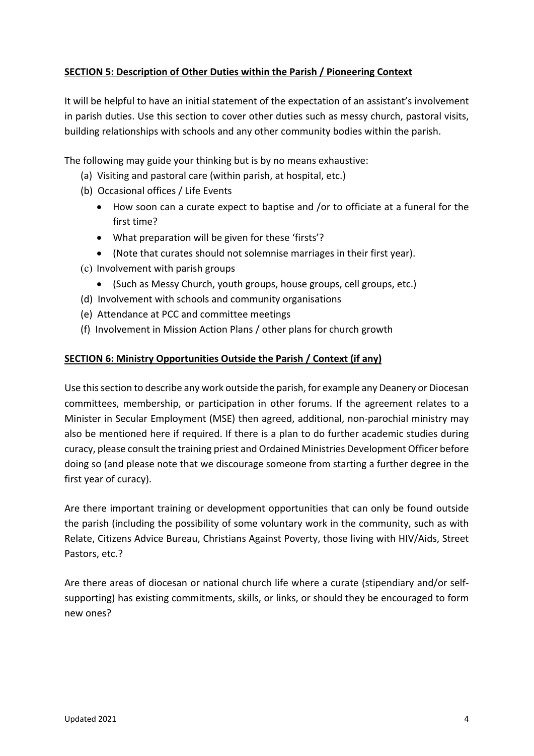**SECTION 5: Description of Other Duties within the Parish / Pioneering Context**

It will be helpful to have an initial statement of the expectation of an assistant's involvement in parish duties. Use this section to cover other duties such as messy church, pastoral visits, building relationships with schools and any other community bodies within the parish.

The following may guide your thinking but is by no means exhaustive:

(a) Visiting and pastoral care (within parish, at hospital, etc.)

(b) Occasional offices / Life Events

- How soon can a curate expect to baptise and /or to officiate at a funeral for the first time?
- What preparation will be given for these 'firsts'?
- (Note that curates should not solemnise marriages in their first year).

(c) Involvement with parish groups

- (Such as Messy Church, youth groups, house groups, cell groups, etc.)

(d) Involvement with schools and community organisations

(e) Attendance at PCC and committee meetings

(f) Involvement in Mission Action Plans / other plans for church growth

**SECTION 6: Ministry Opportunities Outside the Parish / Context (if any)**

Use this section to describe any work outside the parish, for example any Deanery or Diocesan committees, membership, or participation in other forums. If the agreement relates to a Minister in Secular Employment (MSE) then agreed, additional, non-parochial ministry may also be mentioned here if required. If there is a plan to do further academic studies during curacy, please consult the training priest and Ordained Ministries Development Officer before doing so (and please note that we discourage someone from starting a further degree in the first year of curacy).

Are there important training or development opportunities that can only be found outside the parish (including the possibility of some voluntary work in the community, such as with Relate, Citizens Advice Bureau, Christians Against Poverty, those living with HIV/Aids, Street Pastors, etc.?

Are there areas of diocesan or national church life where a curate (stipendiary and/or self-supporting) has existing commitments, skills, or links, or should they be encouraged to form new ones?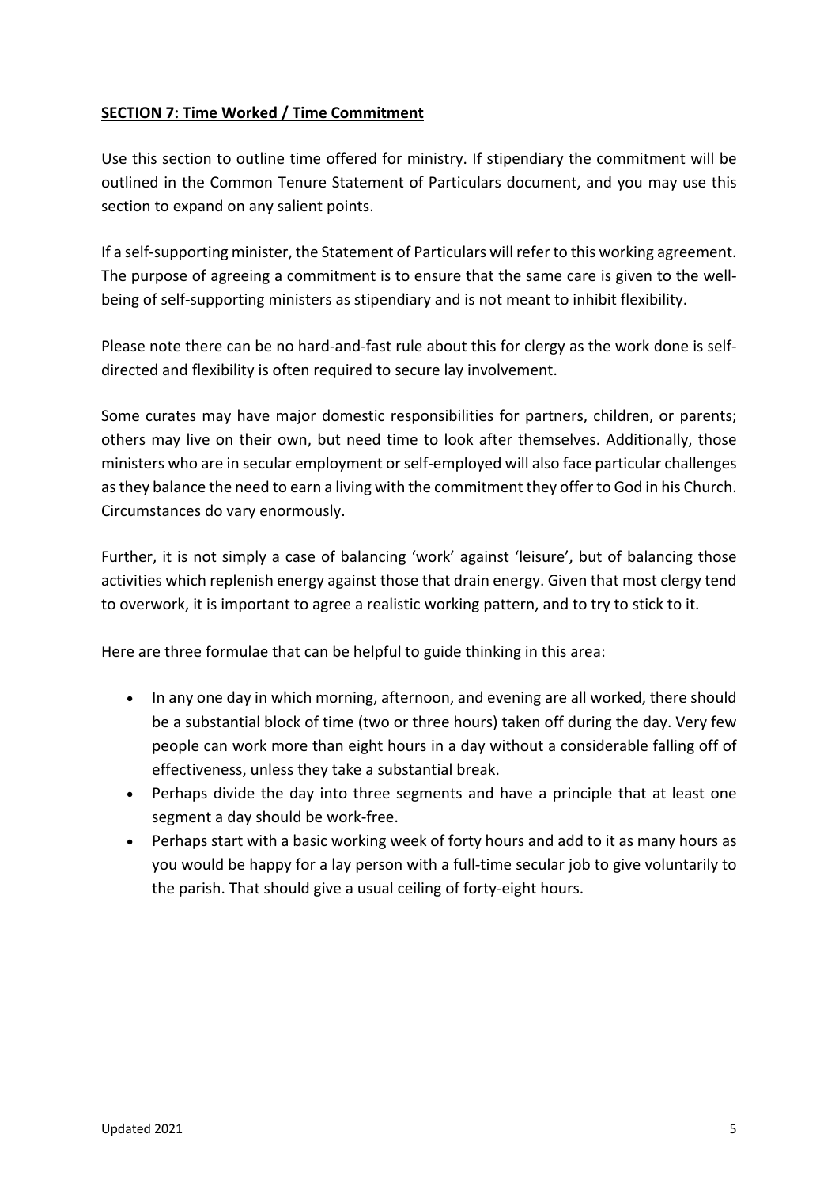## **SECTION 7: Time Worked / Time Commitment**

Use this section to outline time offered for ministry. If stipendiary the commitment will be outlined in the Common Tenure Statement of Particulars document, and you may use this section to expand on any salient points.

If a self-supporting minister, the Statement of Particulars will refer to this working agreement. The purpose of agreeing a commitment is to ensure that the same care is given to the well-being of self-supporting ministers as stipendiary and is not meant to inhibit flexibility.

Please note there can be no hard-and-fast rule about this for clergy as the work done is self-directed and flexibility is often required to secure lay involvement.

Some curates may have major domestic responsibilities for partners, children, or parents; others may live on their own, but need time to look after themselves. Additionally, those ministers who are in secular employment or self-employed will also face particular challenges as they balance the need to earn a living with the commitment they offer to God in his Church. Circumstances do vary enormously.

Further, it is not simply a case of balancing 'work' against 'leisure', but of balancing those activities which replenish energy against those that drain energy. Given that most clergy tend to overwork, it is important to agree a realistic working pattern, and to try to stick to it.

Here are three formulae that can be helpful to guide thinking in this area:

- In any one day in which morning, afternoon, and evening are all worked, there should be a substantial block of time (two or three hours) taken off during the day. Very few people can work more than eight hours in a day without a considerable falling off of effectiveness, unless they take a substantial break.
- Perhaps divide the day into three segments and have a principle that at least one segment a day should be work-free.
- Perhaps start with a basic working week of forty hours and add to it as many hours as you would be happy for a lay person with a full-time secular job to give voluntarily to the parish. That should give a usual ceiling of forty-eight hours.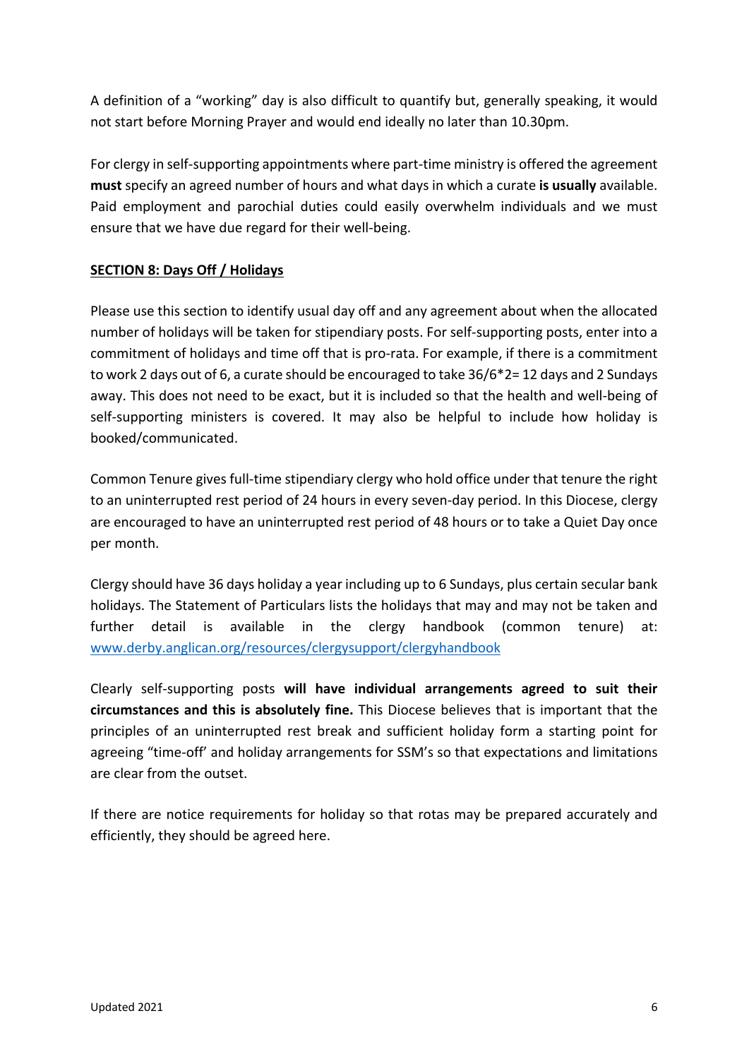A definition of a "working" day is also difficult to quantify but, generally speaking, it would not start before Morning Prayer and would end ideally no later than 10.30pm.

For clergy in self-supporting appointments where part-time ministry is offered the agreement **must** specify an agreed number of hours and what days in which a curate **is usually** available. Paid employment and parochial duties could easily overwhelm individuals and we must ensure that we have due regard for their well-being.

## SECTION 8: Days Off / Holidays

Please use this section to identify usual day off and any agreement about when the allocated number of holidays will be taken for stipendiary posts. For self-supporting posts, enter into a commitment of holidays and time off that is pro-rata. For example, if there is a commitment to work 2 days out of 6, a curate should be encouraged to take 36/6*2= 12 days and 2 Sundays away. This does not need to be exact, but it is included so that the health and well-being of self-supporting ministers is covered. It may also be helpful to include how holiday is booked/communicated.

Common Tenure gives full-time stipendiary clergy who hold office under that tenure the right to an uninterrupted rest period of 24 hours in every seven-day period. In this Diocese, clergy are encouraged to have an uninterrupted rest period of 48 hours or to take a Quiet Day once per month.

Clergy should have 36 days holiday a year including up to 6 Sundays, plus certain secular bank holidays. The Statement of Particulars lists the holidays that may and may not be taken and further detail is available in the clergy handbook (common tenure) at: [www.derby.anglican.org/resources/clergysupport/clergyhandbook](www.derby.anglican.org/resources/clergysupport/clergyhandbook)

Clearly self-supporting posts **will have individual arrangements agreed to suit their circumstances and this is absolutely fine.** This Diocese believes that is important that the principles of an uninterrupted rest break and sufficient holiday form a starting point for agreeing "time-off' and holiday arrangements for SSM's so that expectations and limitations are clear from the outset.

If there are notice requirements for holiday so that rotas may be prepared accurately and efficiently, they should be agreed here.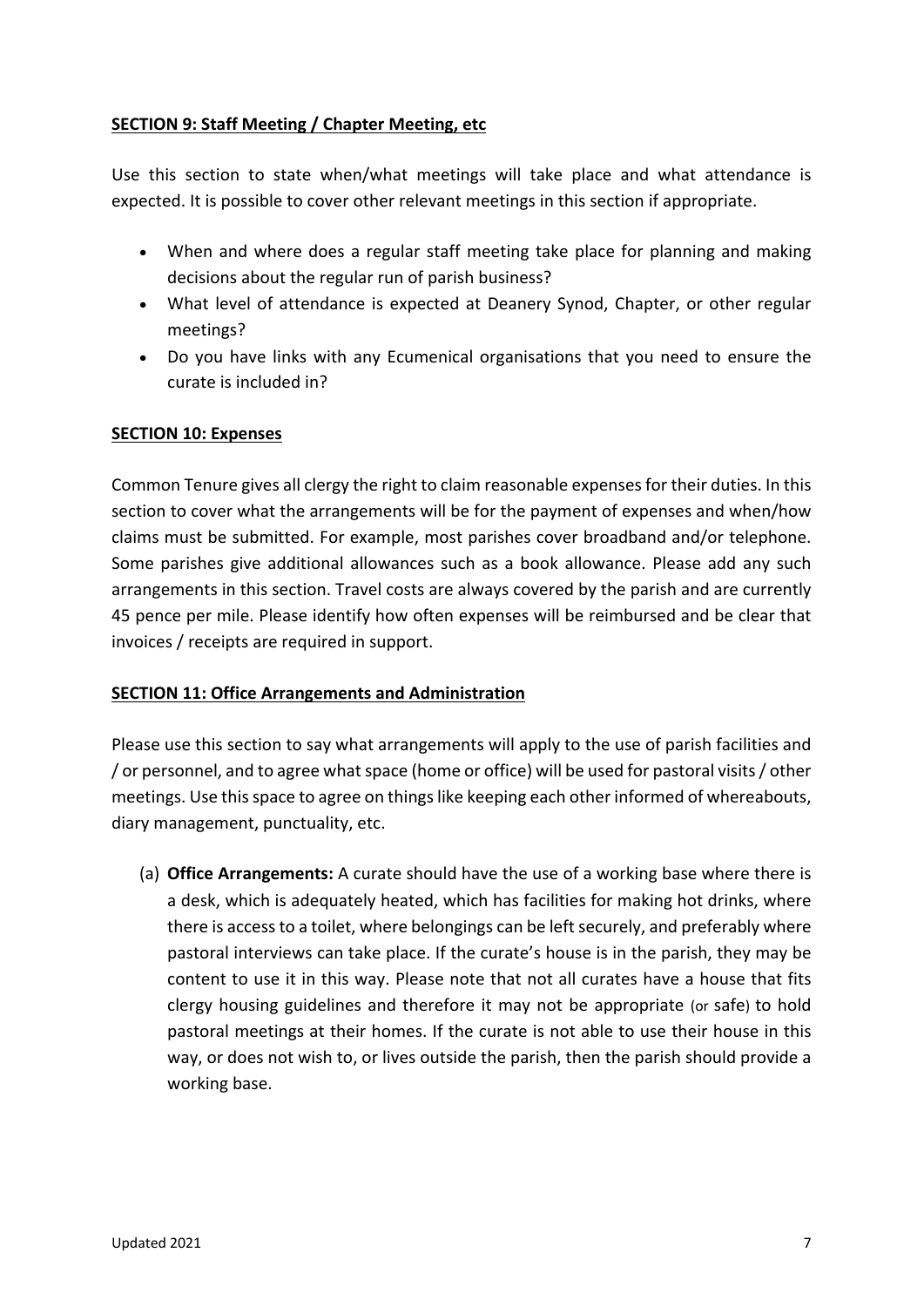**SECTION 9: Staff Meeting / Chapter Meeting, etc**

Use this section to state when/what meetings will take place and what attendance is expected. It is possible to cover other relevant meetings in this section if appropriate.

- When and where does a regular staff meeting take place for planning and making decisions about the regular run of parish business?
- What level of attendance is expected at Deanery Synod, Chapter, or other regular meetings?
- Do you have links with any Ecumenical organisations that you need to ensure the curate is included in?

**SECTION 10: Expenses**

Common Tenure gives all clergy the right to claim reasonable expenses for their duties. In this section to cover what the arrangements will be for the payment of expenses and when/how claims must be submitted. For example, most parishes cover broadband and/or telephone. Some parishes give additional allowances such as a book allowance. Please add any such arrangements in this section. Travel costs are always covered by the parish and are currently 45 pence per mile. Please identify how often expenses will be reimbursed and be clear that invoices / receipts are required in support.

**SECTION 11: Office Arrangements and Administration**

Please use this section to say what arrangements will apply to the use of parish facilities and / or personnel, and to agree what space (home or office) will be used for pastoral visits / other meetings. Use this space to agree on things like keeping each other informed of whereabouts, diary management, punctuality, etc.

(a) **Office Arrangements:** A curate should have the use of a working base where there is a desk, which is adequately heated, which has facilities for making hot drinks, where there is access to a toilet, where belongings can be left securely, and preferably where pastoral interviews can take place. If the curate's house is in the parish, they may be content to use it in this way. Please note that not all curates have a house that fits clergy housing guidelines and therefore it may not be appropriate (or safe) to hold pastoral meetings at their homes. If the curate is not able to use their house in this way, or does not wish to, or lives outside the parish, then the parish should provide a working base.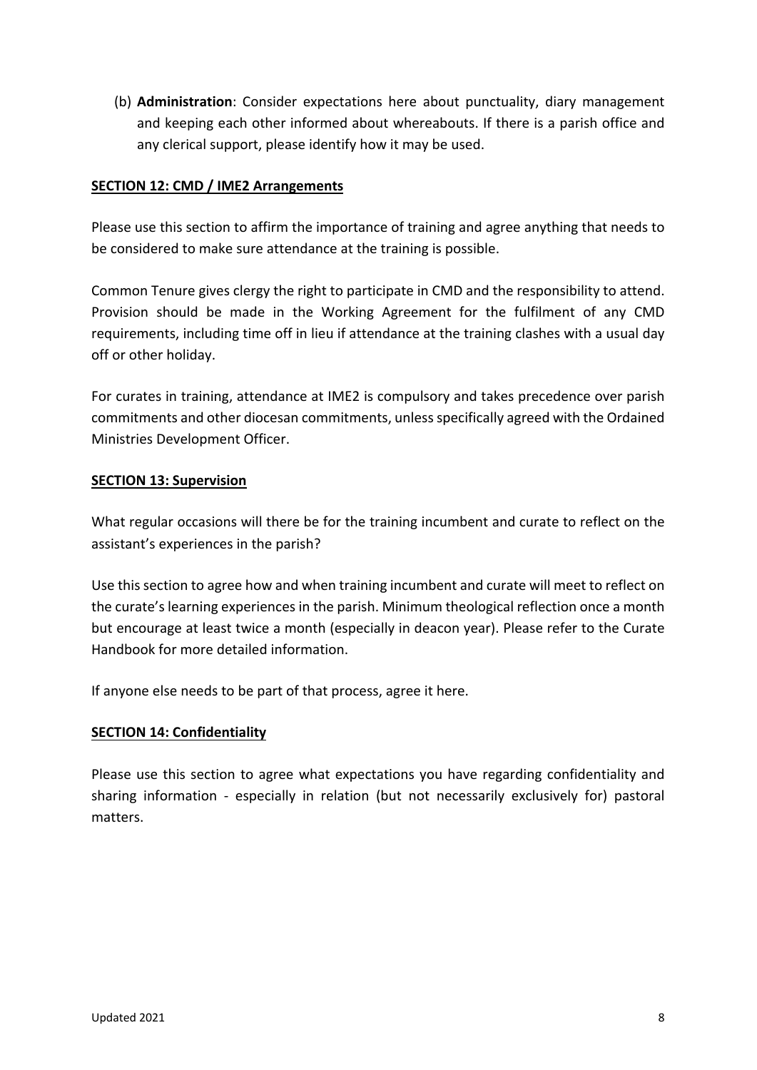(b) **Administration**: Consider expectations here about punctuality, diary management and keeping each other informed about whereabouts. If there is a parish office and any clerical support, please identify how it may be used.

## SECTION 12: CMD / IME2 Arrangements

Please use this section to affirm the importance of training and agree anything that needs to be considered to make sure attendance at the training is possible.

Common Tenure gives clergy the right to participate in CMD and the responsibility to attend. Provision should be made in the Working Agreement for the fulfilment of any CMD requirements, including time off in lieu if attendance at the training clashes with a usual day off or other holiday.

For curates in training, attendance at IME2 is compulsory and takes precedence over parish commitments and other diocesan commitments, unless specifically agreed with the Ordained Ministries Development Officer.

## SECTION 13: Supervision

What regular occasions will there be for the training incumbent and curate to reflect on the assistant's experiences in the parish?

Use this section to agree how and when training incumbent and curate will meet to reflect on the curate's learning experiences in the parish. Minimum theological reflection once a month but encourage at least twice a month (especially in deacon year). Please refer to the Curate Handbook for more detailed information.

If anyone else needs to be part of that process, agree it here.

## SECTION 14: Confidentiality

Please use this section to agree what expectations you have regarding confidentiality and sharing information - especially in relation (but not necessarily exclusively for) pastoral matters.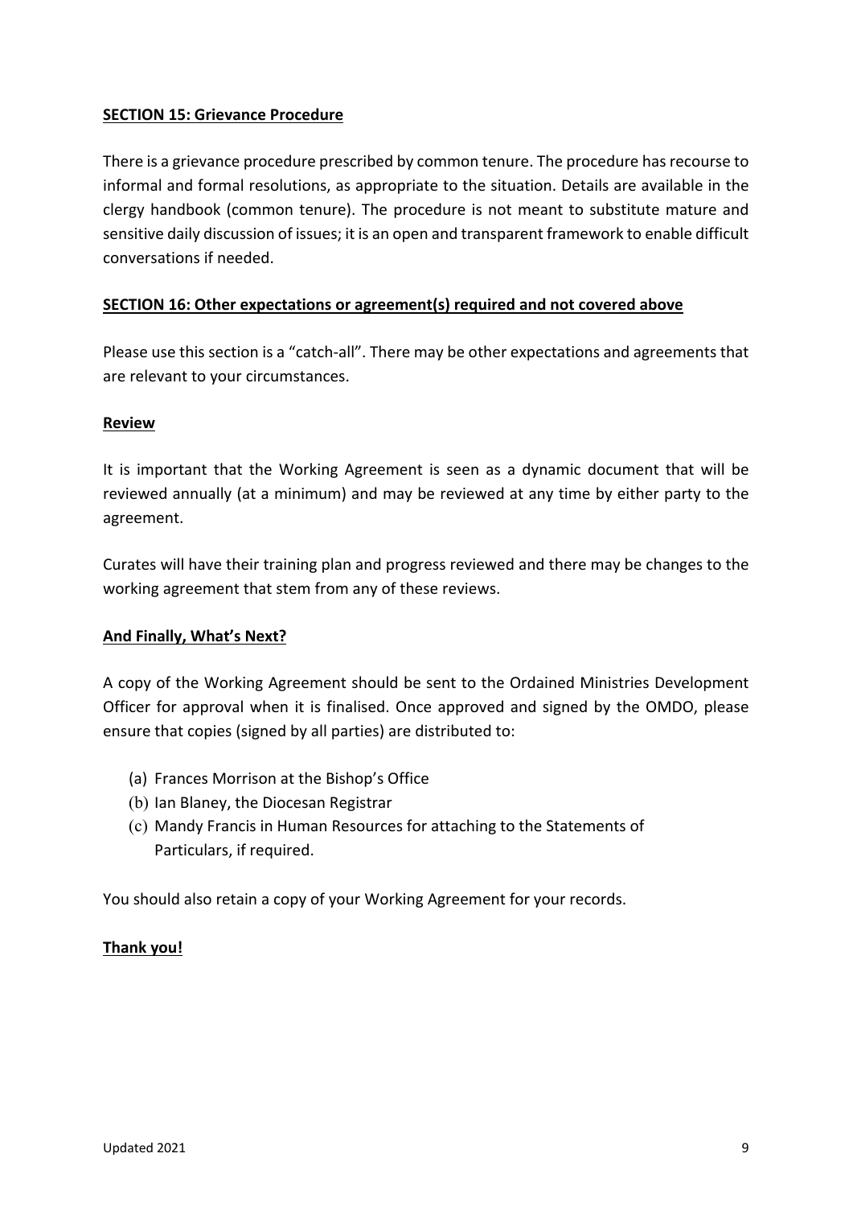**SECTION 15: Grievance Procedure**

There is a grievance procedure prescribed by common tenure. The procedure has recourse to informal and formal resolutions, as appropriate to the situation. Details are available in the clergy handbook (common tenure). The procedure is not meant to substitute mature and sensitive daily discussion of issues; it is an open and transparent framework to enable difficult conversations if needed.

**SECTION 16: Other expectations or agreement(s) required and not covered above**

Please use this section is a "catch-all". There may be other expectations and agreements that are relevant to your circumstances.

**Review**

It is important that the Working Agreement is seen as a dynamic document that will be reviewed annually (at a minimum) and may be reviewed at any time by either party to the agreement.

Curates will have their training plan and progress reviewed and there may be changes to the working agreement that stem from any of these reviews.

**And Finally, What's Next?**

A copy of the Working Agreement should be sent to the Ordained Ministries Development Officer for approval when it is finalised. Once approved and signed by the OMDO, please ensure that copies (signed by all parties) are distributed to:

(a) Frances Morrison at the Bishop's Office
(b) Ian Blaney, the Diocesan Registrar
(c) Mandy Francis in Human Resources for attaching to the Statements of Particulars, if required.

You should also retain a copy of your Working Agreement for your records.

**Thank you!**

Updated 2021